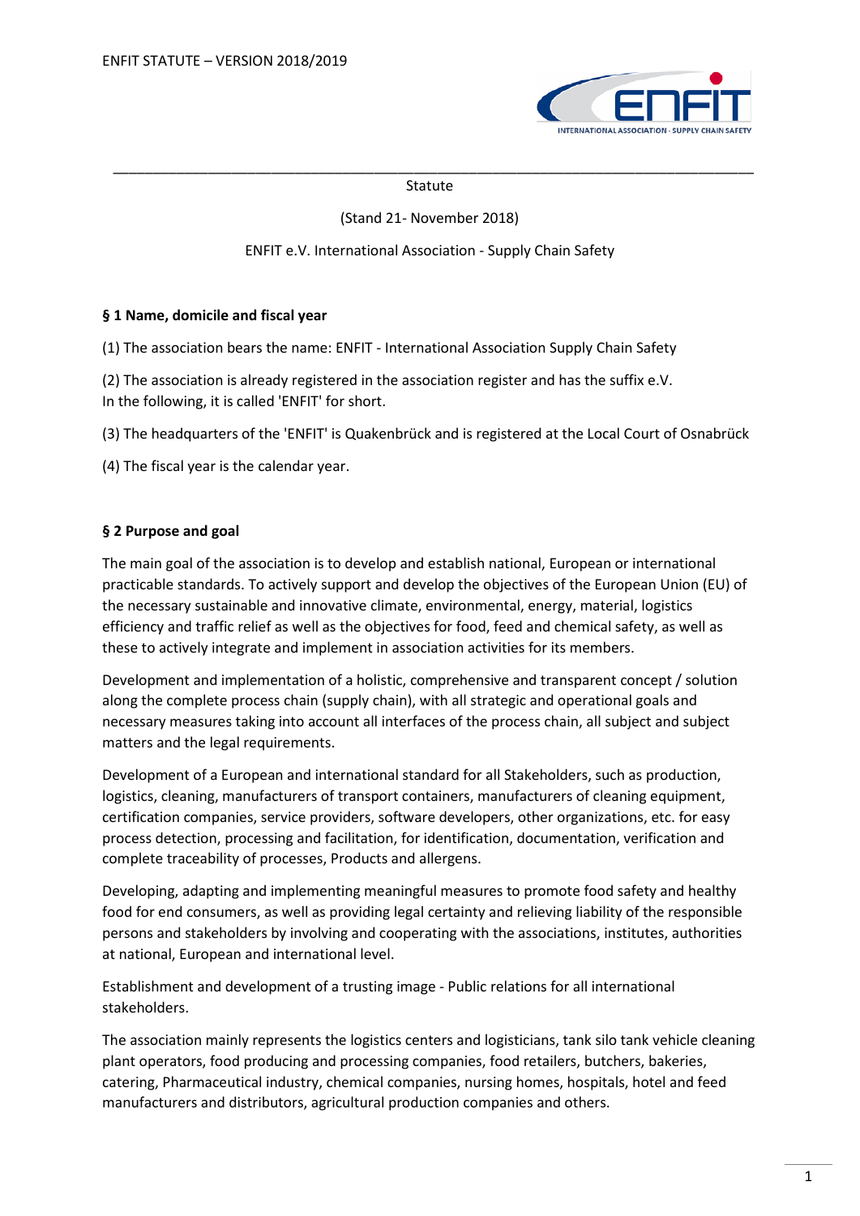Statute

(Stand 21- November 2018)

ENFIT e.V. International Association - Supply Chain Safety

## § 1 Name, domicile and fiscal year

(1) The association bears the name: ENFIT - International Association Supply Chain Safety

(2) The association is already registered in the association register and has the suffix e.V.
In the following, it is called 'ENFIT' for short.

(3) The headquarters of the 'ENFIT' is Quakenbrück and is registered at the Local Court of Osnabrück

(4) The fiscal year is the calendar year.

## § 2 Purpose and goal

The main goal of the association is to develop and establish national, European or international practicable standards. To actively support and develop the objectives of the European Union (EU) of the necessary sustainable and innovative climate, environmental, energy, material, logistics efficiency and traffic relief as well as the objectives for food, feed and chemical safety, as well as these to actively integrate and implement in association activities for its members.

Development and implementation of a holistic, comprehensive and transparent concept / solution along the complete process chain (supply chain), with all strategic and operational goals and necessary measures taking into account all interfaces of the process chain, all subject and subject matters and the legal requirements.

Development of a European and international standard for all Stakeholders, such as production, logistics, cleaning, manufacturers of transport containers, manufacturers of cleaning equipment, certification companies, service providers, software developers, other organizations, etc. for easy process detection, processing and facilitation, for identification, documentation, verification and complete traceability of processes, Products and allergens.

Developing, adapting and implementing meaningful measures to promote food safety and healthy food for end consumers, as well as providing legal certainty and relieving liability of the responsible persons and stakeholders by involving and cooperating with the associations, institutes, authorities at national, European and international level.

Establishment and development of a trusting image - Public relations for all international stakeholders.

The association mainly represents the logistics centers and logisticians, tank silo tank vehicle cleaning plant operators, food producing and processing companies, food retailers, butchers, bakeries, catering, Pharmaceutical industry, chemical companies, nursing homes, hospitals, hotel and feed manufacturers and distributors, agricultural production companies and others.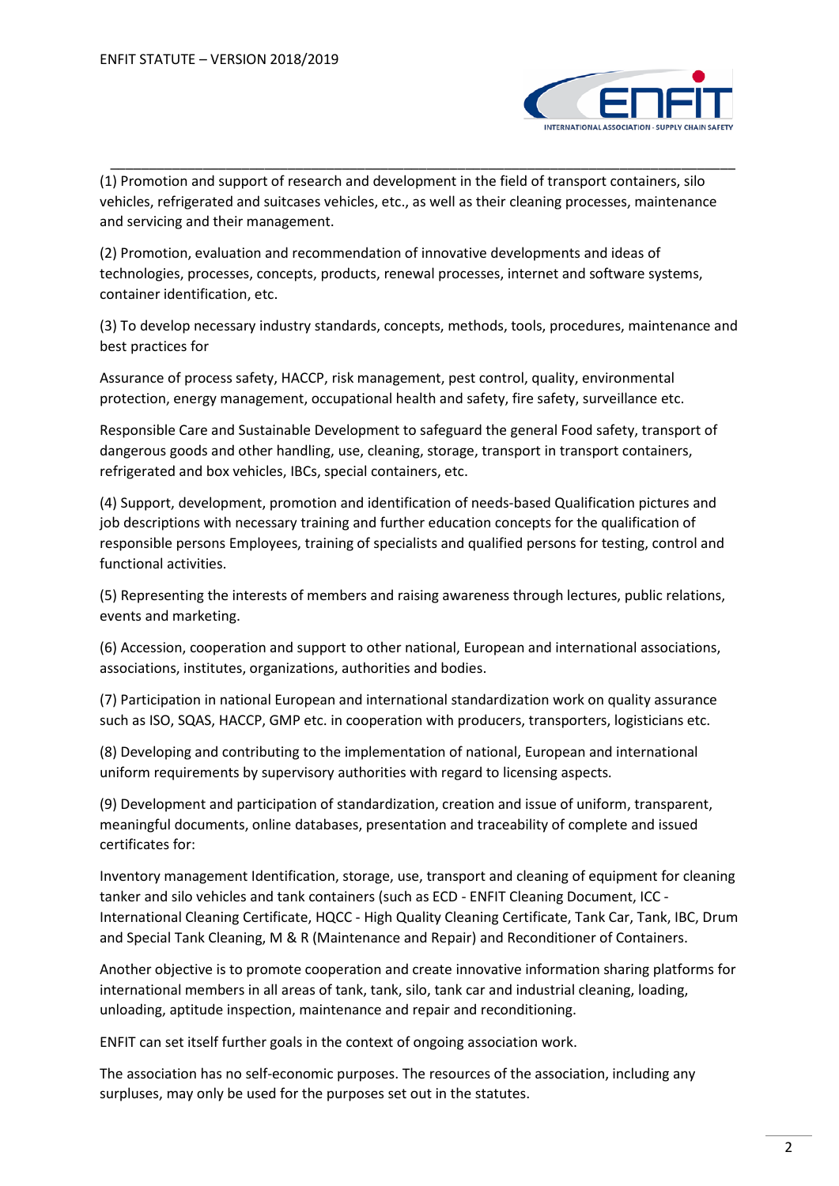(1) Promotion and support of research and development in the field of transport containers, silo vehicles, refrigerated and suitcases vehicles, etc., as well as their cleaning processes, maintenance and servicing and their management.

(2) Promotion, evaluation and recommendation of innovative developments and ideas of technologies, processes, concepts, products, renewal processes, internet and software systems, container identification, etc.

(3) To develop necessary industry standards, concepts, methods, tools, procedures, maintenance and best practices for

Assurance of process safety, HACCP, risk management, pest control, quality, environmental protection, energy management, occupational health and safety, fire safety, surveillance etc.

Responsible Care and Sustainable Development to safeguard the general Food safety, transport of dangerous goods and other handling, use, cleaning, storage, transport in transport containers, refrigerated and box vehicles, IBCs, special containers, etc.

(4) Support, development, promotion and identification of needs-based Qualification pictures and job descriptions with necessary training and further education concepts for the qualification of responsible persons Employees, training of specialists and qualified persons for testing, control and functional activities.

(5) Representing the interests of members and raising awareness through lectures, public relations, events and marketing.

(6) Accession, cooperation and support to other national, European and international associations, associations, institutes, organizations, authorities and bodies.

(7) Participation in national European and international standardization work on quality assurance such as ISO, SQAS, HACCP, GMP etc. in cooperation with producers, transporters, logisticians etc.

(8) Developing and contributing to the implementation of national, European and international uniform requirements by supervisory authorities with regard to licensing aspects.

(9) Development and participation of standardization, creation and issue of uniform, transparent, meaningful documents, online databases, presentation and traceability of complete and issued certificates for:

Inventory management Identification, storage, use, transport and cleaning of equipment for cleaning tanker and silo vehicles and tank containers (such as ECD - ENFIT Cleaning Document, ICC - International Cleaning Certificate, HQCC - High Quality Cleaning Certificate, Tank Car, Tank, IBC, Drum and Special Tank Cleaning, M & R (Maintenance and Repair) and Reconditioner of Containers.

Another objective is to promote cooperation and create innovative information sharing platforms for international members in all areas of tank, tank, silo, tank car and industrial cleaning, loading, unloading, aptitude inspection, maintenance and repair and reconditioning.

ENFIT can set itself further goals in the context of ongoing association work.

The association has no self-economic purposes. The resources of the association, including any surpluses, may only be used for the purposes set out in the statutes.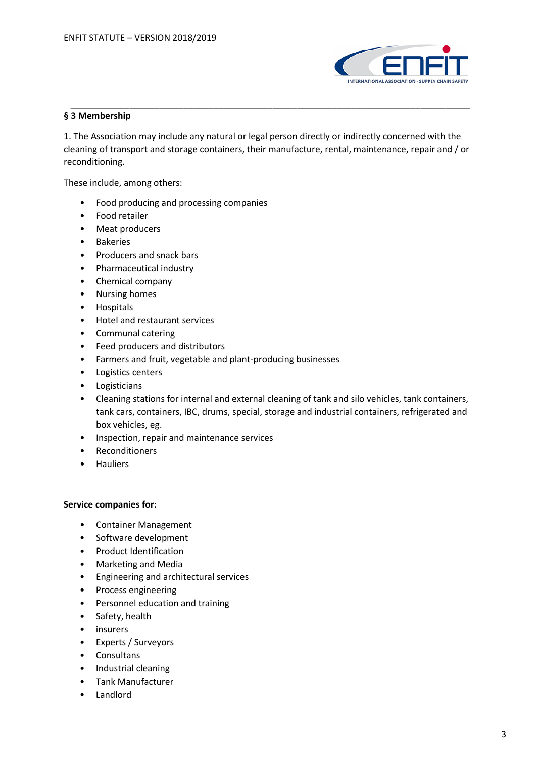**§ 3 Membership**

1. The Association may include any natural or legal person directly or indirectly concerned with the cleaning of transport and storage containers, their manufacture, rental, maintenance, repair and / or reconditioning.

These include, among others:

- Food producing and processing companies
- Food retailer
- Meat producers
- Bakeries
- Producers and snack bars
- Pharmaceutical industry
- Chemical company
- Nursing homes
- Hospitals
- Hotel and restaurant services
- Communal catering
- Feed producers and distributors
- Farmers and fruit, vegetable and plant-producing businesses
- Logistics centers
- Logisticians
- Cleaning stations for internal and external cleaning of tank and silo vehicles, tank containers, tank cars, containers, IBC, drums, special, storage and industrial containers, refrigerated and box vehicles, eg.
- Inspection, repair and maintenance services
- Reconditioners
- Hauliers

**Service companies for:**

- Container Management
- Software development
- Product Identification
- Marketing and Media
- Engineering and architectural services
- Process engineering
- Personnel education and training
- Safety, health
- insurers
- Experts / Surveyors
- Consultans
- Industrial cleaning
- Tank Manufacturer
- Landlord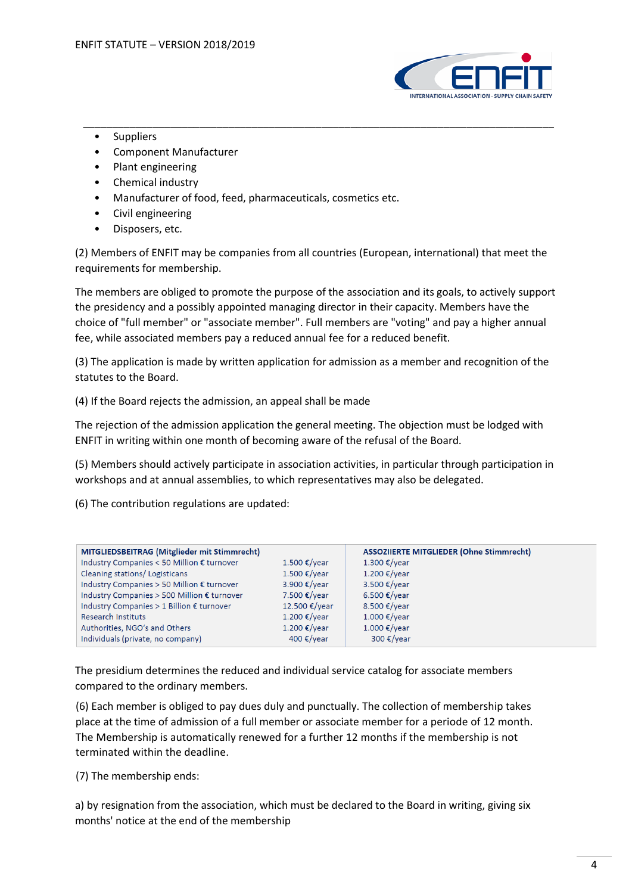- Suppliers
- Component Manufacturer
- Plant engineering
- Chemical industry
- Manufacturer of food, feed, pharmaceuticals, cosmetics etc.
- Civil engineering
- Disposers, etc.

(2) Members of ENFIT may be companies from all countries (European, international) that meet the requirements for membership.

The members are obliged to promote the purpose of the association and its goals, to actively support the presidency and a possibly appointed managing director in their capacity. Members have the choice of "full member" or "associate member". Full members are "voting" and pay a higher annual fee, while associated members pay a reduced annual fee for a reduced benefit.

(3) The application is made by written application for admission as a member and recognition of the statutes to the Board.

(4) If the Board rejects the admission, an appeal shall be made

The rejection of the admission application the general meeting. The objection must be lodged with ENFIT in writing within one month of becoming aware of the refusal of the Board.

(5) Members should actively participate in association activities, in particular through participation in workshops and at annual assemblies, to which representatives may also be delegated.

(6) The contribution regulations are updated:

| MITGLIEDSBEITRAG (Mitglieder mit Stimmrecht) | | ASSOZIIERTE MITGLIEDER (Ohne Stimmrecht) |
|---|---|---|
| Industry Companies < 50 Million € turnover | 1.500 €/year | 1.300 €/year |
| Cleaning stations/ Logisticans | 1.500 €/year | 1.200 €/year |
| Industry Companies > 50 Million € turnover | 3.900 €/year | 3.500 €/year |
| Industry Companies > 500 Million € turnover | 7.500 €/year | 6.500 €/year |
| Industry Companies > 1 Billion € turnover | 12.500 €/year | 8.500 €/year |
| Research Instituts | 1.200 €/year | 1.000 €/year |
| Authorities, NGO's and Others | 1.200 €/year | 1.000 €/year |
| Individuals (private, no company) | 400 €/year | 300 €/year |

The presidium determines the reduced and individual service catalog for associate members compared to the ordinary members.

(6) Each member is obliged to pay dues duly and punctually. The collection of membership takes place at the time of admission of a full member or associate member for a periode of 12 month. The Membership is automatically renewed for a further 12 months if the membership is not terminated within the deadline.

(7) The membership ends:

a) by resignation from the association, which must be declared to the Board in writing, giving six months' notice at the end of the membership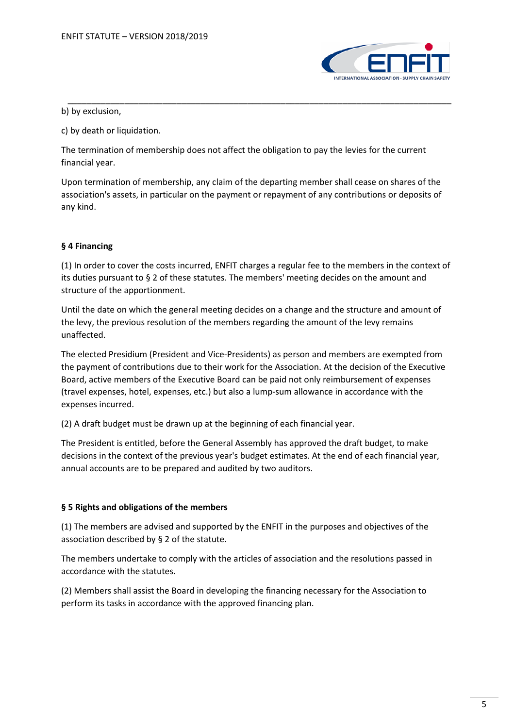b) by exclusion,

c) by death or liquidation.

The termination of membership does not affect the obligation to pay the levies for the current financial year.

Upon termination of membership, any claim of the departing member shall cease on shares of the association's assets, in particular on the payment or repayment of any contributions or deposits of any kind.

**§ 4 Financing**

(1) In order to cover the costs incurred, ENFIT charges a regular fee to the members in the context of its duties pursuant to § 2 of these statutes. The members' meeting decides on the amount and structure of the apportionment.

Until the date on which the general meeting decides on a change and the structure and amount of the levy, the previous resolution of the members regarding the amount of the levy remains unaffected.

The elected Presidium (President and Vice-Presidents) as person and members are exempted from the payment of contributions due to their work for the Association. At the decision of the Executive Board, active members of the Executive Board can be paid not only reimbursement of expenses (travel expenses, hotel, expenses, etc.) but also a lump-sum allowance in accordance with the expenses incurred.

(2) A draft budget must be drawn up at the beginning of each financial year.

The President is entitled, before the General Assembly has approved the draft budget, to make decisions in the context of the previous year's budget estimates. At the end of each financial year, annual accounts are to be prepared and audited by two auditors.

**§ 5 Rights and obligations of the members**

(1) The members are advised and supported by the ENFIT in the purposes and objectives of the association described by § 2 of the statute.

The members undertake to comply with the articles of association and the resolutions passed in accordance with the statutes.

(2) Members shall assist the Board in developing the financing necessary for the Association to perform its tasks in accordance with the approved financing plan.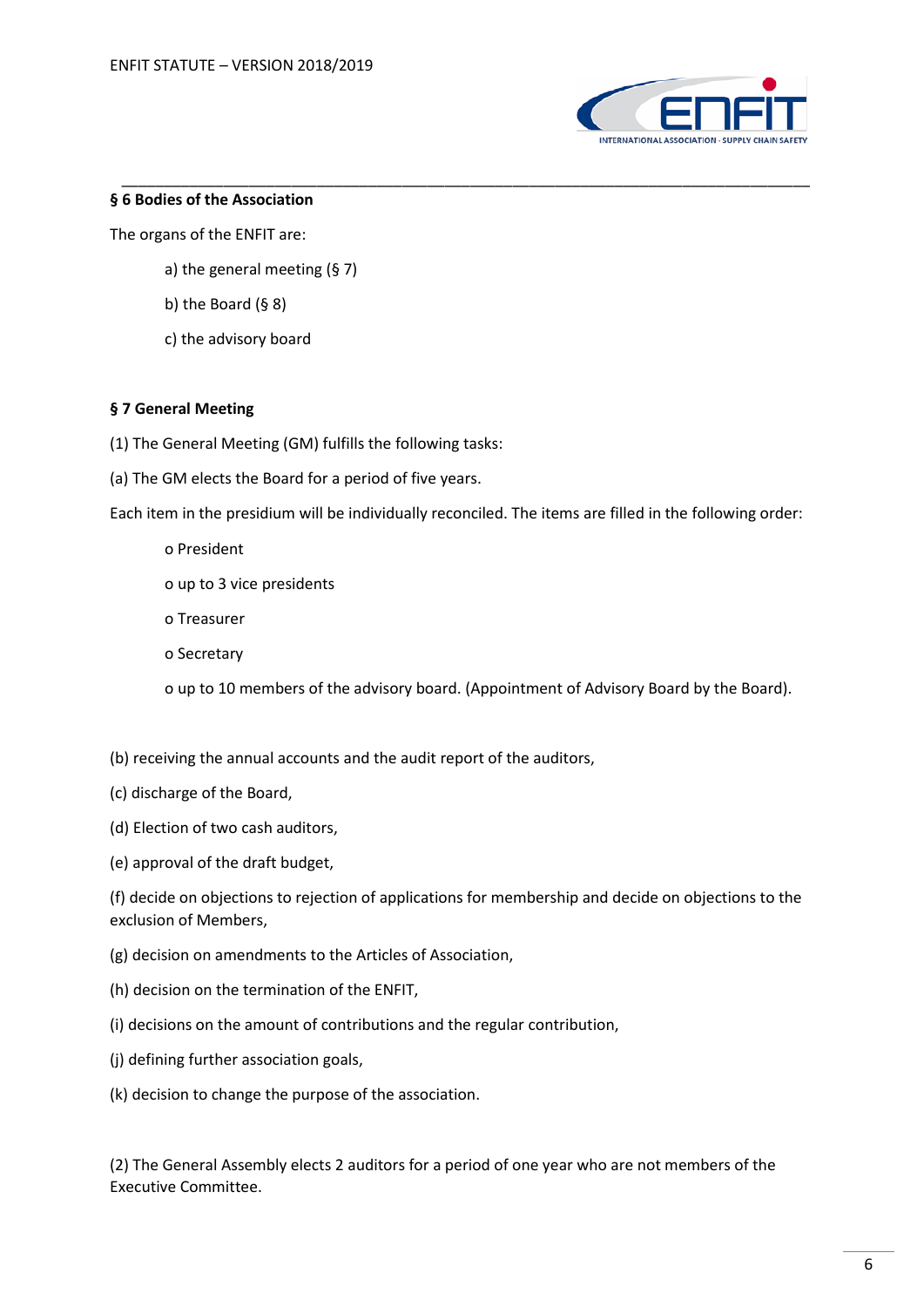## § 6 Bodies of the Association

The organs of the ENFIT are:

a) the general meeting (§ 7)

b) the Board (§ 8)

c) the advisory board

## § 7 General Meeting

(1) The General Meeting (GM) fulfills the following tasks:

(a) The GM elects the Board for a period of five years.

Each item in the presidium will be individually reconciled. The items are filled in the following order:

- President
- up to 3 vice presidents
- Treasurer
- Secretary
- up to 10 members of the advisory board. (Appointment of Advisory Board by the Board).

(b) receiving the annual accounts and the audit report of the auditors,

(c) discharge of the Board,

(d) Election of two cash auditors,

(e) approval of the draft budget,

(f) decide on objections to rejection of applications for membership and decide on objections to the exclusion of Members,

(g) decision on amendments to the Articles of Association,

(h) decision on the termination of the ENFIT,

(i) decisions on the amount of contributions and the regular contribution,

(j) defining further association goals,

(k) decision to change the purpose of the association.

(2) The General Assembly elects 2 auditors for a period of one year who are not members of the Executive Committee.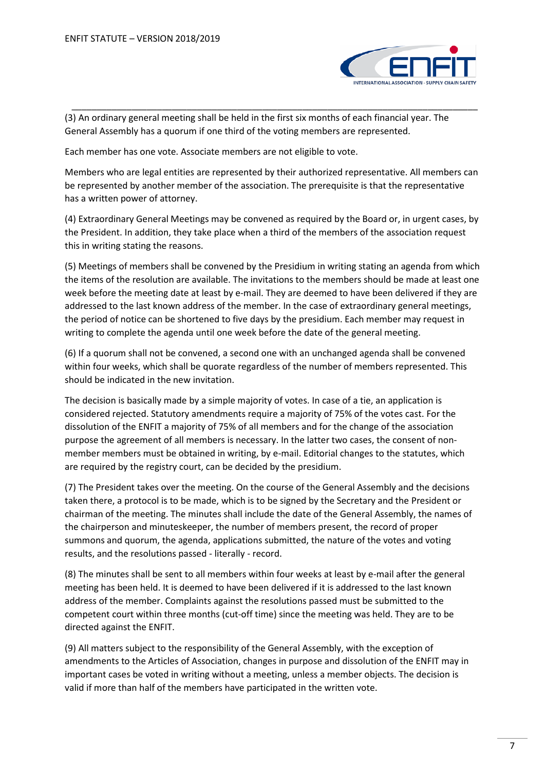(3) An ordinary general meeting shall be held in the first six months of each financial year. The General Assembly has a quorum if one third of the voting members are represented.

Each member has one vote. Associate members are not eligible to vote.

Members who are legal entities are represented by their authorized representative. All members can be represented by another member of the association. The prerequisite is that the representative has a written power of attorney.

(4) Extraordinary General Meetings may be convened as required by the Board or, in urgent cases, by the President. In addition, they take place when a third of the members of the association request this in writing stating the reasons.

(5) Meetings of members shall be convened by the Presidium in writing stating an agenda from which the items of the resolution are available. The invitations to the members should be made at least one week before the meeting date at least by e-mail. They are deemed to have been delivered if they are addressed to the last known address of the member. In the case of extraordinary general meetings, the period of notice can be shortened to five days by the presidium. Each member may request in writing to complete the agenda until one week before the date of the general meeting.

(6) If a quorum shall not be convened, a second one with an unchanged agenda shall be convened within four weeks, which shall be quorate regardless of the number of members represented. This should be indicated in the new invitation.

The decision is basically made by a simple majority of votes. In case of a tie, an application is considered rejected. Statutory amendments require a majority of 75% of the votes cast. For the dissolution of the ENFIT a majority of 75% of all members and for the change of the association purpose the agreement of all members is necessary. In the latter two cases, the consent of non-member members must be obtained in writing, by e-mail. Editorial changes to the statutes, which are required by the registry court, can be decided by the presidium.

(7) The President takes over the meeting. On the course of the General Assembly and the decisions taken there, a protocol is to be made, which is to be signed by the Secretary and the President or chairman of the meeting. The minutes shall include the date of the General Assembly, the names of the chairperson and minuteskeeper, the number of members present, the record of proper summons and quorum, the agenda, applications submitted, the nature of the votes and voting results, and the resolutions passed - literally - record.

(8) The minutes shall be sent to all members within four weeks at least by e-mail after the general meeting has been held. It is deemed to have been delivered if it is addressed to the last known address of the member. Complaints against the resolutions passed must be submitted to the competent court within three months (cut-off time) since the meeting was held. They are to be directed against the ENFIT.

(9) All matters subject to the responsibility of the General Assembly, with the exception of amendments to the Articles of Association, changes in purpose and dissolution of the ENFIT may in important cases be voted in writing without a meeting, unless a member objects. The decision is valid if more than half of the members have participated in the written vote.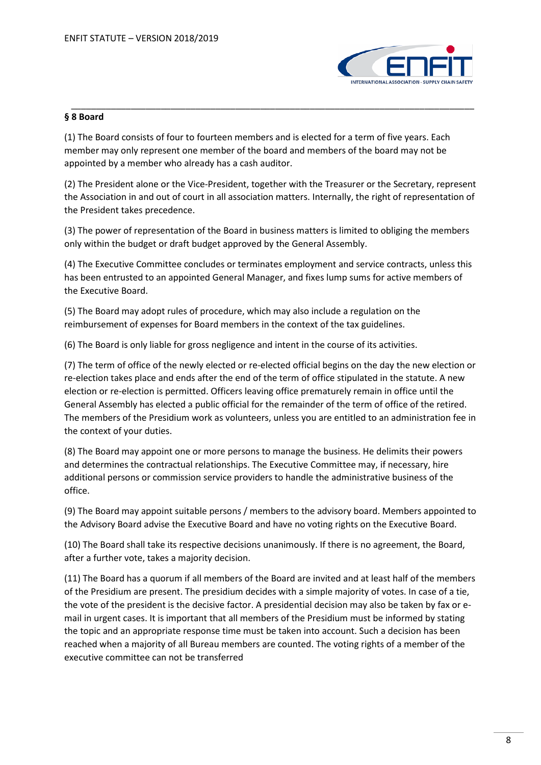## § 8 Board

(1) The Board consists of four to fourteen members and is elected for a term of five years. Each member may only represent one member of the board and members of the board may not be appointed by a member who already has a cash auditor.

(2) The President alone or the Vice-President, together with the Treasurer or the Secretary, represent the Association in and out of court in all association matters. Internally, the right of representation of the President takes precedence.

(3) The power of representation of the Board in business matters is limited to obliging the members only within the budget or draft budget approved by the General Assembly.

(4) The Executive Committee concludes or terminates employment and service contracts, unless this has been entrusted to an appointed General Manager, and fixes lump sums for active members of the Executive Board.

(5) The Board may adopt rules of procedure, which may also include a regulation on the reimbursement of expenses for Board members in the context of the tax guidelines.

(6) The Board is only liable for gross negligence and intent in the course of its activities.

(7) The term of office of the newly elected or re-elected official begins on the day the new election or re-election takes place and ends after the end of the term of office stipulated in the statute. A new election or re-election is permitted. Officers leaving office prematurely remain in office until the General Assembly has elected a public official for the remainder of the term of office of the retired. The members of the Presidium work as volunteers, unless you are entitled to an administration fee in the context of your duties.

(8) The Board may appoint one or more persons to manage the business. He delimits their powers and determines the contractual relationships. The Executive Committee may, if necessary, hire additional persons or commission service providers to handle the administrative business of the office.

(9) The Board may appoint suitable persons / members to the advisory board. Members appointed to the Advisory Board advise the Executive Board and have no voting rights on the Executive Board.

(10) The Board shall take its respective decisions unanimously. If there is no agreement, the Board, after a further vote, takes a majority decision.

(11) The Board has a quorum if all members of the Board are invited and at least half of the members of the Presidium are present. The presidium decides with a simple majority of votes. In case of a tie, the vote of the president is the decisive factor. A presidential decision may also be taken by fax or e-mail in urgent cases. It is important that all members of the Presidium must be informed by stating the topic and an appropriate response time must be taken into account. Such a decision has been reached when a majority of all Bureau members are counted. The voting rights of a member of the executive committee can not be transferred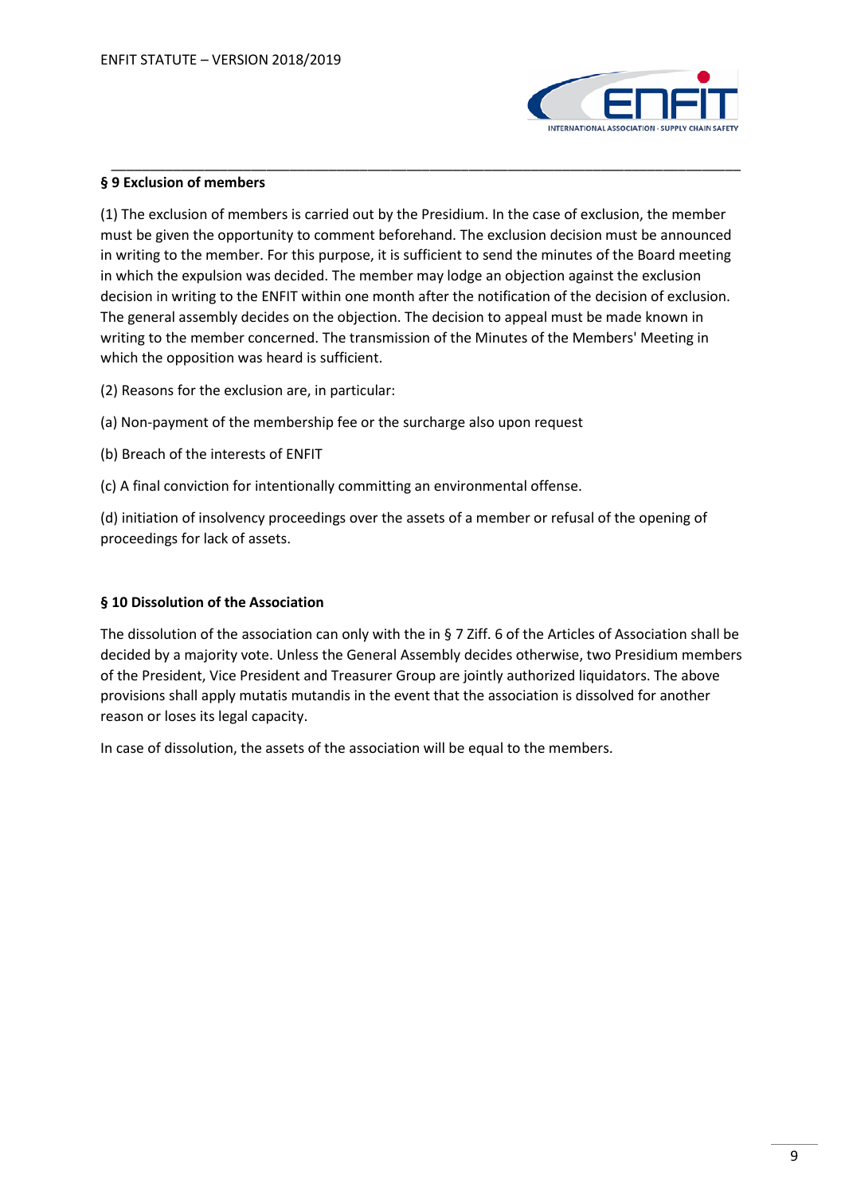## § 9 Exclusion of members

(1) The exclusion of members is carried out by the Presidium. In the case of exclusion, the member must be given the opportunity to comment beforehand. The exclusion decision must be announced in writing to the member. For this purpose, it is sufficient to send the minutes of the Board meeting in which the expulsion was decided. The member may lodge an objection against the exclusion decision in writing to the ENFIT within one month after the notification of the decision of exclusion. The general assembly decides on the objection. The decision to appeal must be made known in writing to the member concerned. The transmission of the Minutes of the Members' Meeting in which the opposition was heard is sufficient.

(2) Reasons for the exclusion are, in particular:

(a) Non-payment of the membership fee or the surcharge also upon request

(b) Breach of the interests of ENFIT

(c) A final conviction for intentionally committing an environmental offense.

(d) initiation of insolvency proceedings over the assets of a member or refusal of the opening of proceedings for lack of assets.

## § 10 Dissolution of the Association

The dissolution of the association can only with the in § 7 Ziff. 6 of the Articles of Association shall be decided by a majority vote. Unless the General Assembly decides otherwise, two Presidium members of the President, Vice President and Treasurer Group are jointly authorized liquidators. The above provisions shall apply mutatis mutandis in the event that the association is dissolved for another reason or loses its legal capacity.

In case of dissolution, the assets of the association will be equal to the members.